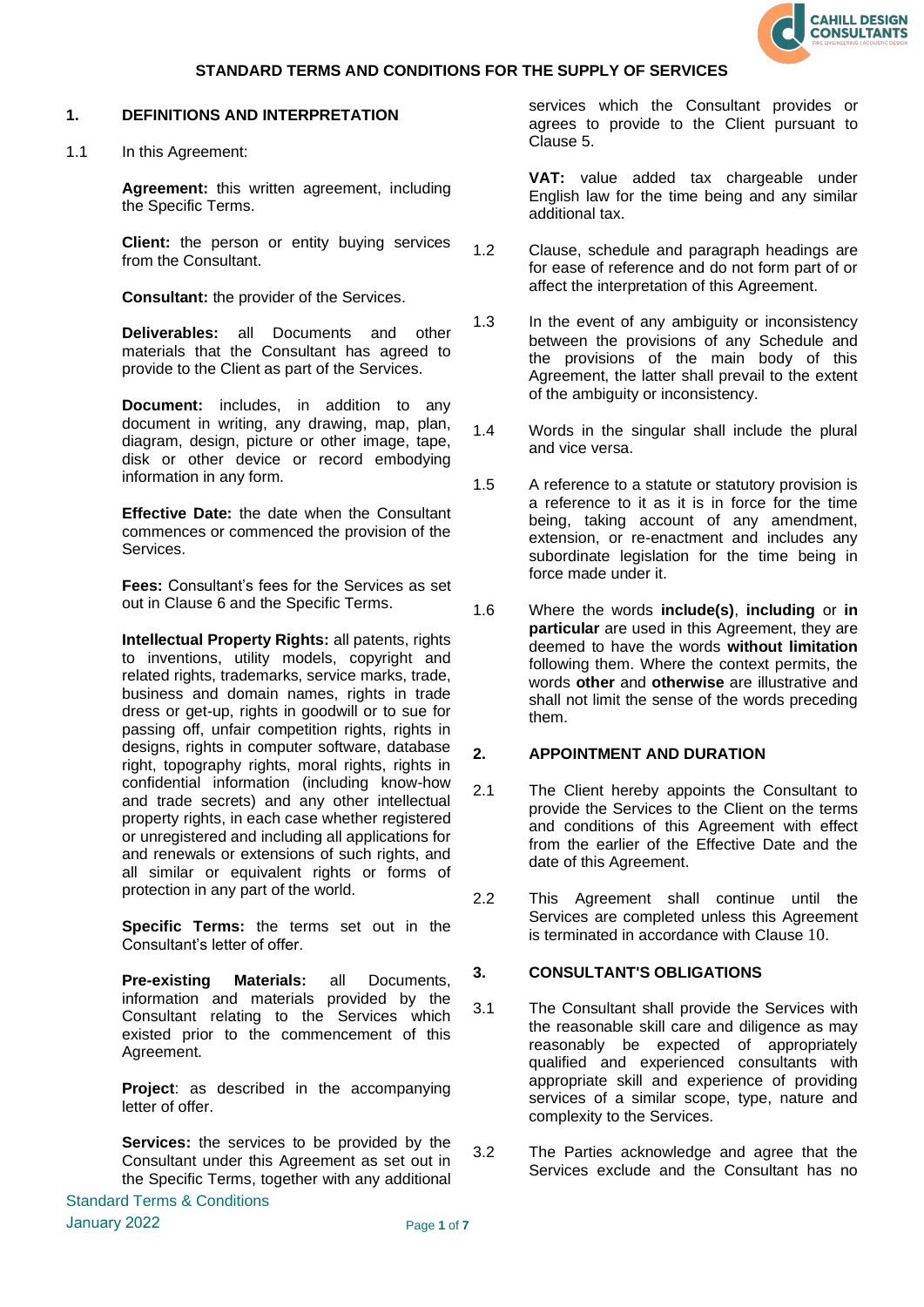# STANDARD TERMS AND CONDITIONS FOR THE SUPPLY OF SERVICES

## 1. DEFINITIONS AND INTERPRETATION

1.1 In this Agreement:

**Agreement:** this written agreement, including the Specific Terms.

**Client:** the person or entity buying services from the Consultant.

**Consultant:** the provider of the Services.

**Deliverables:** all Documents and other materials that the Consultant has agreed to provide to the Client as part of the Services.

**Document:** includes, in addition to any document in writing, any drawing, map, plan, diagram, design, picture or other image, tape, disk or other device or record embodying information in any form.

**Effective Date:** the date when the Consultant commences or commenced the provision of the Services.

**Fees:** Consultant's fees for the Services as set out in Clause 6 and the Specific Terms.

**Intellectual Property Rights:** all patents, rights to inventions, utility models, copyright and related rights, trademarks, service marks, trade, business and domain names, rights in trade dress or get-up, rights in goodwill or to sue for passing off, unfair competition rights, rights in designs, rights in computer software, database right, topography rights, moral rights, rights in confidential information (including know-how and trade secrets) and any other intellectual property rights, in each case whether registered or unregistered and including all applications for and renewals or extensions of such rights, and all similar or equivalent rights or forms of protection in any part of the world.

**Specific Terms:** the terms set out in the Consultant's letter of offer.

**Pre-existing Materials:** all Documents, information and materials provided by the Consultant relating to the Services which existed prior to the commencement of this Agreement.

**Project**: as described in the accompanying letter of offer.

**Services:** the services to be provided by the Consultant under this Agreement as set out in the Specific Terms, together with any additional services which the Consultant provides or agrees to provide to the Client pursuant to Clause 5.

**VAT:** value added tax chargeable under English law for the time being and any similar additional tax.

1.2 Clause, schedule and paragraph headings are for ease of reference and do not form part of or affect the interpretation of this Agreement.

1.3 In the event of any ambiguity or inconsistency between the provisions of any Schedule and the provisions of the main body of this Agreement, the latter shall prevail to the extent of the ambiguity or inconsistency.

1.4 Words in the singular shall include the plural and vice versa.

1.5 A reference to a statute or statutory provision is a reference to it as it is in force for the time being, taking account of any amendment, extension, or re-enactment and includes any subordinate legislation for the time being in force made under it.

1.6 Where the words **include(s)**, **including** or **in particular** are used in this Agreement, they are deemed to have the words **without limitation** following them. Where the context permits, the words **other** and **otherwise** are illustrative and shall not limit the sense of the words preceding them.

## 2. APPOINTMENT AND DURATION

2.1 The Client hereby appoints the Consultant to provide the Services to the Client on the terms and conditions of this Agreement with effect from the earlier of the Effective Date and the date of this Agreement.

2.2 This Agreement shall continue until the Services are completed unless this Agreement is terminated in accordance with Clause 10.

## 3. CONSULTANT'S OBLIGATIONS

3.1 The Consultant shall provide the Services with the reasonable skill care and diligence as may reasonably be expected of appropriately qualified and experienced consultants with appropriate skill and experience of providing services of a similar scope, type, nature and complexity to the Services.

3.2 The Parties acknowledge and agree that the Services exclude and the Consultant has no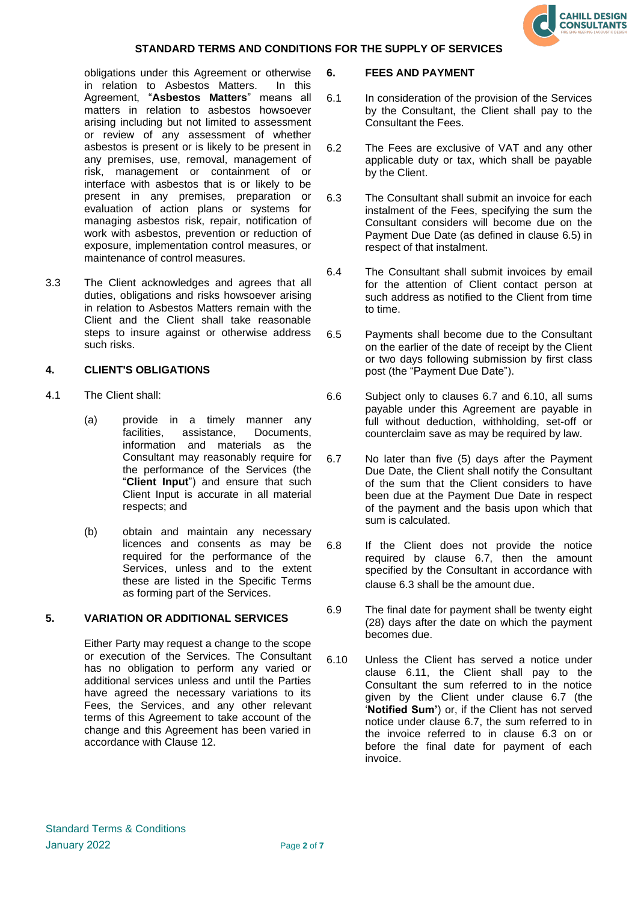obligations under this Agreement or otherwise in relation to Asbestos Matters. In this Agreement, "**Asbestos Matters**" means all matters in relation to asbestos howsoever arising including but not limited to assessment or review of any assessment of whether asbestos is present or is likely to be present in any premises, use, removal, management of risk, management or containment of or interface with asbestos that is or likely to be present in any premises, preparation or evaluation of action plans or systems for managing asbestos risk, repair, notification of work with asbestos, prevention or reduction of exposure, implementation control measures, or maintenance of control measures.

3.3 The Client acknowledges and agrees that all duties, obligations and risks howsoever arising in relation to Asbestos Matters remain with the Client and the Client shall take reasonable steps to insure against or otherwise address such risks.

## 4. CLIENT'S OBLIGATIONS

4.1 The Client shall:

(a) provide in a timely manner any facilities, assistance, Documents, information and materials as the Consultant may reasonably require for the performance of the Services (the "**Client Input**") and ensure that such Client Input is accurate in all material respects; and

(b) obtain and maintain any necessary licences and consents as may be required for the performance of the Services, unless and to the extent these are listed in the Specific Terms as forming part of the Services.

## 5. VARIATION OR ADDITIONAL SERVICES

Either Party may request a change to the scope or execution of the Services. The Consultant has no obligation to perform any varied or additional services unless and until the Parties have agreed the necessary variations to its Fees, the Services, and any other relevant terms of this Agreement to take account of the change and this Agreement has been varied in accordance with Clause 12.

## 6. FEES AND PAYMENT

6.1 In consideration of the provision of the Services by the Consultant, the Client shall pay to the Consultant the Fees.

6.2 The Fees are exclusive of VAT and any other applicable duty or tax, which shall be payable by the Client.

6.3 The Consultant shall submit an invoice for each instalment of the Fees, specifying the sum the Consultant considers will become due on the Payment Due Date (as defined in clause 6.5) in respect of that instalment.

6.4 The Consultant shall submit invoices by email for the attention of Client contact person at such address as notified to the Client from time to time.

6.5 Payments shall become due to the Consultant on the earlier of the date of receipt by the Client or two days following submission by first class post (the "Payment Due Date").

6.6 Subject only to clauses 6.7 and 6.10, all sums payable under this Agreement are payable in full without deduction, withholding, set-off or counterclaim save as may be required by law.

6.7 No later than five (5) days after the Payment Due Date, the Client shall notify the Consultant of the sum that the Client considers to have been due at the Payment Due Date in respect of the payment and the basis upon which that sum is calculated.

6.8 If the Client does not provide the notice required by clause 6.7, then the amount specified by the Consultant in accordance with clause 6.3 shall be the amount due.

6.9 The final date for payment shall be twenty eight (28) days after the date on which the payment becomes due.

6.10 Unless the Client has served a notice under clause 6.11, the Client shall pay to the Consultant the sum referred to in the notice given by the Client under clause 6.7 (the '**Notified Sum'**) or, if the Client has not served notice under clause 6.7, the sum referred to in the invoice referred to in clause 6.3 on or before the final date for payment of each invoice.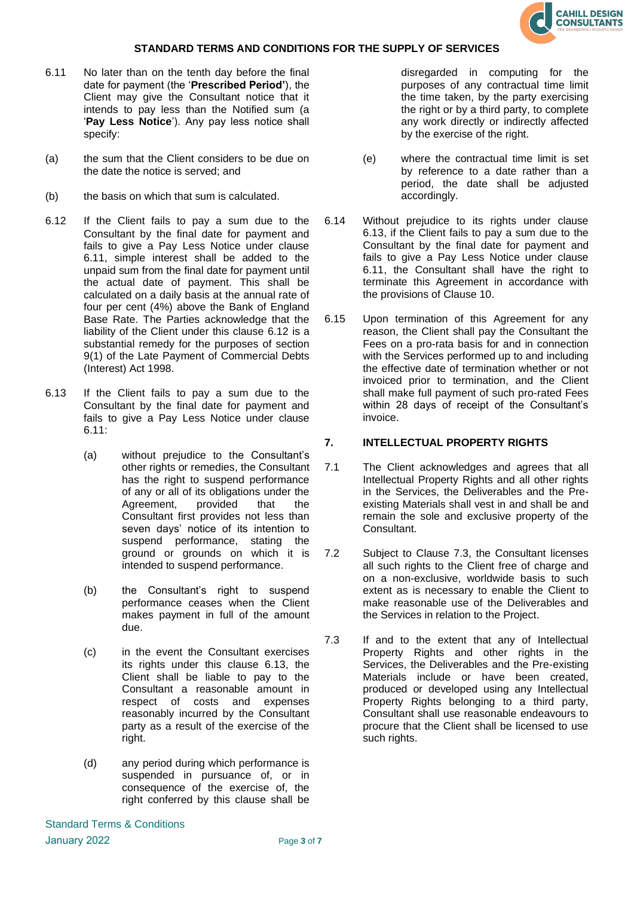6.11 No later than on the tenth day before the final date for payment (the '**Prescribed Period'**), the Client may give the Consultant notice that it intends to pay less than the Notified sum (a '**Pay Less Notice**'). Any pay less notice shall specify:

(a) the sum that the Client considers to be due on the date the notice is served; and

(b) the basis on which that sum is calculated.

6.12 If the Client fails to pay a sum due to the Consultant by the final date for payment and fails to give a Pay Less Notice under clause 6.11, simple interest shall be added to the unpaid sum from the final date for payment until the actual date of payment. This shall be calculated on a daily basis at the annual rate of four per cent (4%) above the Bank of England Base Rate. The Parties acknowledge that the liability of the Client under this clause 6.12 is a substantial remedy for the purposes of section 9(1) of the Late Payment of Commercial Debts (Interest) Act 1998.

6.13 If the Client fails to pay a sum due to the Consultant by the final date for payment and fails to give a Pay Less Notice under clause 6.11:

(a) without prejudice to the Consultant's other rights or remedies, the Consultant has the right to suspend performance of any or all of its obligations under the Agreement, provided that the Consultant first provides not less than seven days' notice of its intention to suspend performance, stating the ground or grounds on which it is intended to suspend performance.

(b) the Consultant's right to suspend performance ceases when the Client makes payment in full of the amount due.

(c) in the event the Consultant exercises its rights under this clause 6.13, the Client shall be liable to pay to the Consultant a reasonable amount in respect of costs and expenses reasonably incurred by the Consultant party as a result of the exercise of the right.

(d) any period during which performance is suspended in pursuance of, or in consequence of the exercise of, the right conferred by this clause shall be disregarded in computing for the purposes of any contractual time limit the time taken, by the party exercising the right or by a third party, to complete any work directly or indirectly affected by the exercise of the right.

(e) where the contractual time limit is set by reference to a date rather than a period, the date shall be adjusted accordingly.

6.14 Without prejudice to its rights under clause 6.13, if the Client fails to pay a sum due to the Consultant by the final date for payment and fails to give a Pay Less Notice under clause 6.11, the Consultant shall have the right to terminate this Agreement in accordance with the provisions of Clause 10.

6.15 Upon termination of this Agreement for any reason, the Client shall pay the Consultant the Fees on a pro-rata basis for and in connection with the Services performed up to and including the effective date of termination whether or not invoiced prior to termination, and the Client shall make full payment of such pro-rated Fees within 28 days of receipt of the Consultant's invoice.

## 7. INTELLECTUAL PROPERTY RIGHTS

7.1 The Client acknowledges and agrees that all Intellectual Property Rights and all other rights in the Services, the Deliverables and the Pre-existing Materials shall vest in and shall be and remain the sole and exclusive property of the Consultant.

7.2 Subject to Clause 7.3, the Consultant licenses all such rights to the Client free of charge and on a non-exclusive, worldwide basis to such extent as is necessary to enable the Client to make reasonable use of the Deliverables and the Services in relation to the Project.

7.3 If and to the extent that any of Intellectual Property Rights and other rights in the Services, the Deliverables and the Pre-existing Materials include or have been created, produced or developed using any Intellectual Property Rights belonging to a third party, Consultant shall use reasonable endeavours to procure that the Client shall be licensed to use such rights.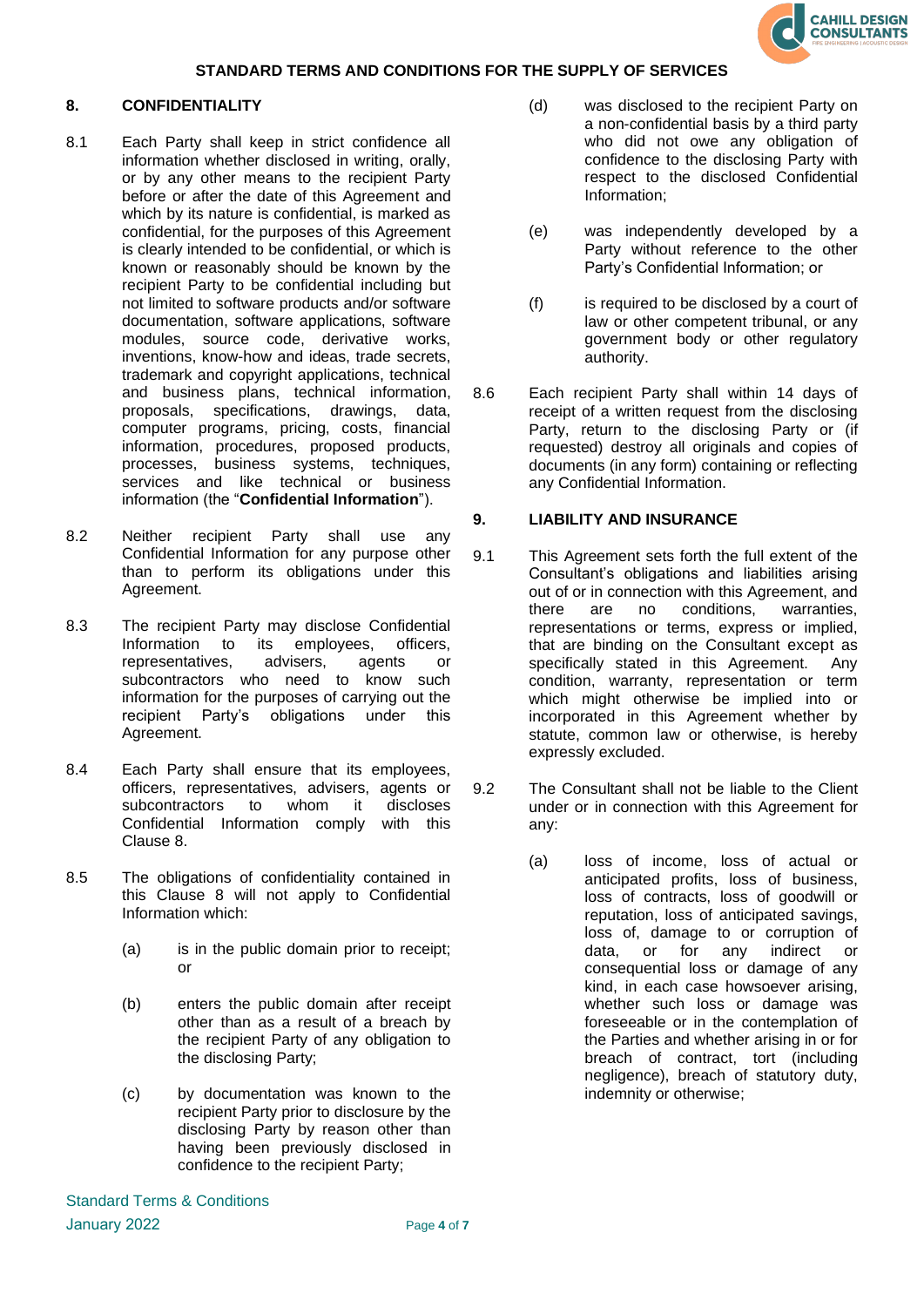## 8. CONFIDENTIALITY

8.1 Each Party shall keep in strict confidence all information whether disclosed in writing, orally, or by any other means to the recipient Party before or after the date of this Agreement and which by its nature is confidential, is marked as confidential, for the purposes of this Agreement is clearly intended to be confidential, or which is known or reasonably should be known by the recipient Party to be confidential including but not limited to software products and/or software documentation, software applications, software modules, source code, derivative works, inventions, know-how and ideas, trade secrets, trademark and copyright applications, technical and business plans, technical information, proposals, specifications, drawings, data, computer programs, pricing, costs, financial information, procedures, proposed products, processes, business systems, techniques, services and like technical or business information (the "**Confidential Information**").

8.2 Neither recipient Party shall use any Confidential Information for any purpose other than to perform its obligations under this Agreement.

8.3 The recipient Party may disclose Confidential Information to its employees, officers, representatives, advisers, agents or subcontractors who need to know such information for the purposes of carrying out the recipient Party's obligations under this Agreement.

8.4 Each Party shall ensure that its employees, officers, representatives, advisers, agents or subcontractors to whom it discloses Confidential Information comply with this Clause 8.

8.5 The obligations of confidentiality contained in this Clause 8 will not apply to Confidential Information which:

(a) is in the public domain prior to receipt; or

(b) enters the public domain after receipt other than as a result of a breach by the recipient Party of any obligation to the disclosing Party;

(c) by documentation was known to the recipient Party prior to disclosure by the disclosing Party by reason other than having been previously disclosed in confidence to the recipient Party;

(d) was disclosed to the recipient Party on a non-confidential basis by a third party who did not owe any obligation of confidence to the disclosing Party with respect to the disclosed Confidential Information;

(e) was independently developed by a Party without reference to the other Party's Confidential Information; or

(f) is required to be disclosed by a court of law or other competent tribunal, or any government body or other regulatory authority.

8.6 Each recipient Party shall within 14 days of receipt of a written request from the disclosing Party, return to the disclosing Party or (if requested) destroy all originals and copies of documents (in any form) containing or reflecting any Confidential Information.

## 9. LIABILITY AND INSURANCE

9.1 This Agreement sets forth the full extent of the Consultant's obligations and liabilities arising out of or in connection with this Agreement, and there are no conditions, warranties, representations or terms, express or implied, that are binding on the Consultant except as specifically stated in this Agreement. Any condition, warranty, representation or term which might otherwise be implied into or incorporated in this Agreement whether by statute, common law or otherwise, is hereby expressly excluded.

9.2 The Consultant shall not be liable to the Client under or in connection with this Agreement for any:

(a) loss of income, loss of actual or anticipated profits, loss of business, loss of contracts, loss of goodwill or reputation, loss of anticipated savings, loss of, damage to or corruption of data, or for any indirect or consequential loss or damage of any kind, in each case howsoever arising, whether such loss or damage was foreseeable or in the contemplation of the Parties and whether arising in or for breach of contract, tort (including negligence), breach of statutory duty, indemnity or otherwise;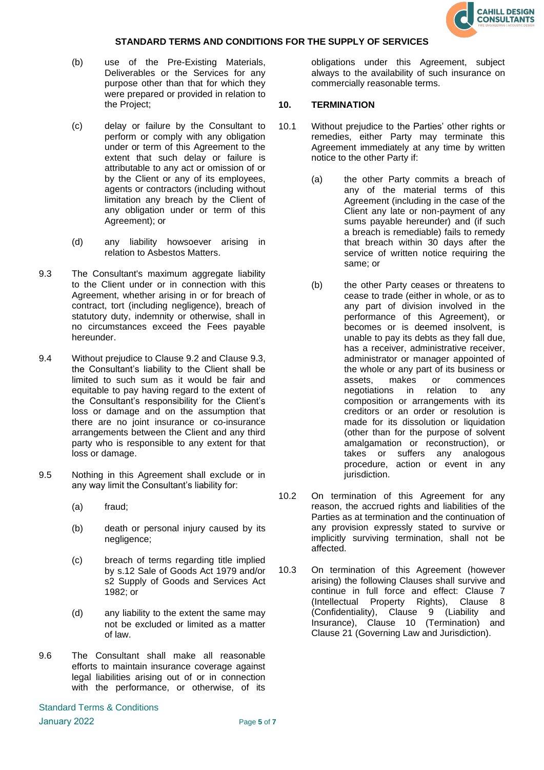(b) use of the Pre-Existing Materials, Deliverables or the Services for any purpose other than that for which they were prepared or provided in relation to the Project;

(c) delay or failure by the Consultant to perform or comply with any obligation under or term of this Agreement to the extent that such delay or failure is attributable to any act or omission of or by the Client or any of its employees, agents or contractors (including without limitation any breach by the Client of any obligation under or term of this Agreement); or

(d) any liability howsoever arising in relation to Asbestos Matters.

9.3 The Consultant's maximum aggregate liability to the Client under or in connection with this Agreement, whether arising in or for breach of contract, tort (including negligence), breach of statutory duty, indemnity or otherwise, shall in no circumstances exceed the Fees payable hereunder.

9.4 Without prejudice to Clause 9.2 and Clause 9.3, the Consultant's liability to the Client shall be limited to such sum as it would be fair and equitable to pay having regard to the extent of the Consultant's responsibility for the Client's loss or damage and on the assumption that there are no joint insurance or co-insurance arrangements between the Client and any third party who is responsible to any extent for that loss or damage.

9.5 Nothing in this Agreement shall exclude or in any way limit the Consultant's liability for:

(a) fraud;

(b) death or personal injury caused by its negligence;

(c) breach of terms regarding title implied by s.12 Sale of Goods Act 1979 and/or s2 Supply of Goods and Services Act 1982; or

(d) any liability to the extent the same may not be excluded or limited as a matter of law.

9.6 The Consultant shall make all reasonable efforts to maintain insurance coverage against legal liabilities arising out of or in connection with the performance, or otherwise, of its obligations under this Agreement, subject always to the availability of such insurance on commercially reasonable terms.

## 10. TERMINATION

10.1 Without prejudice to the Parties' other rights or remedies, either Party may terminate this Agreement immediately at any time by written notice to the other Party if:

(a) the other Party commits a breach of any of the material terms of this Agreement (including in the case of the Client any late or non-payment of any sums payable hereunder) and (if such a breach is remediable) fails to remedy that breach within 30 days after the service of written notice requiring the same; or

(b) the other Party ceases or threatens to cease to trade (either in whole, or as to any part of division involved in the performance of this Agreement), or becomes or is deemed insolvent, is unable to pay its debts as they fall due, has a receiver, administrative receiver, administrator or manager appointed of the whole or any part of its business or assets, makes or commences negotiations in relation to any composition or arrangements with its creditors or an order or resolution is made for its dissolution or liquidation (other than for the purpose of solvent amalgamation or reconstruction), or takes or suffers any analogous procedure, action or event in any jurisdiction.

10.2 On termination of this Agreement for any reason, the accrued rights and liabilities of the Parties as at termination and the continuation of any provision expressly stated to survive or implicitly surviving termination, shall not be affected.

10.3 On termination of this Agreement (however arising) the following Clauses shall survive and continue in full force and effect: Clause 7 (Intellectual Property Rights), Clause 8 (Confidentiality), Clause 9 (Liability and Insurance), Clause 10 (Termination) and Clause 21 (Governing Law and Jurisdiction).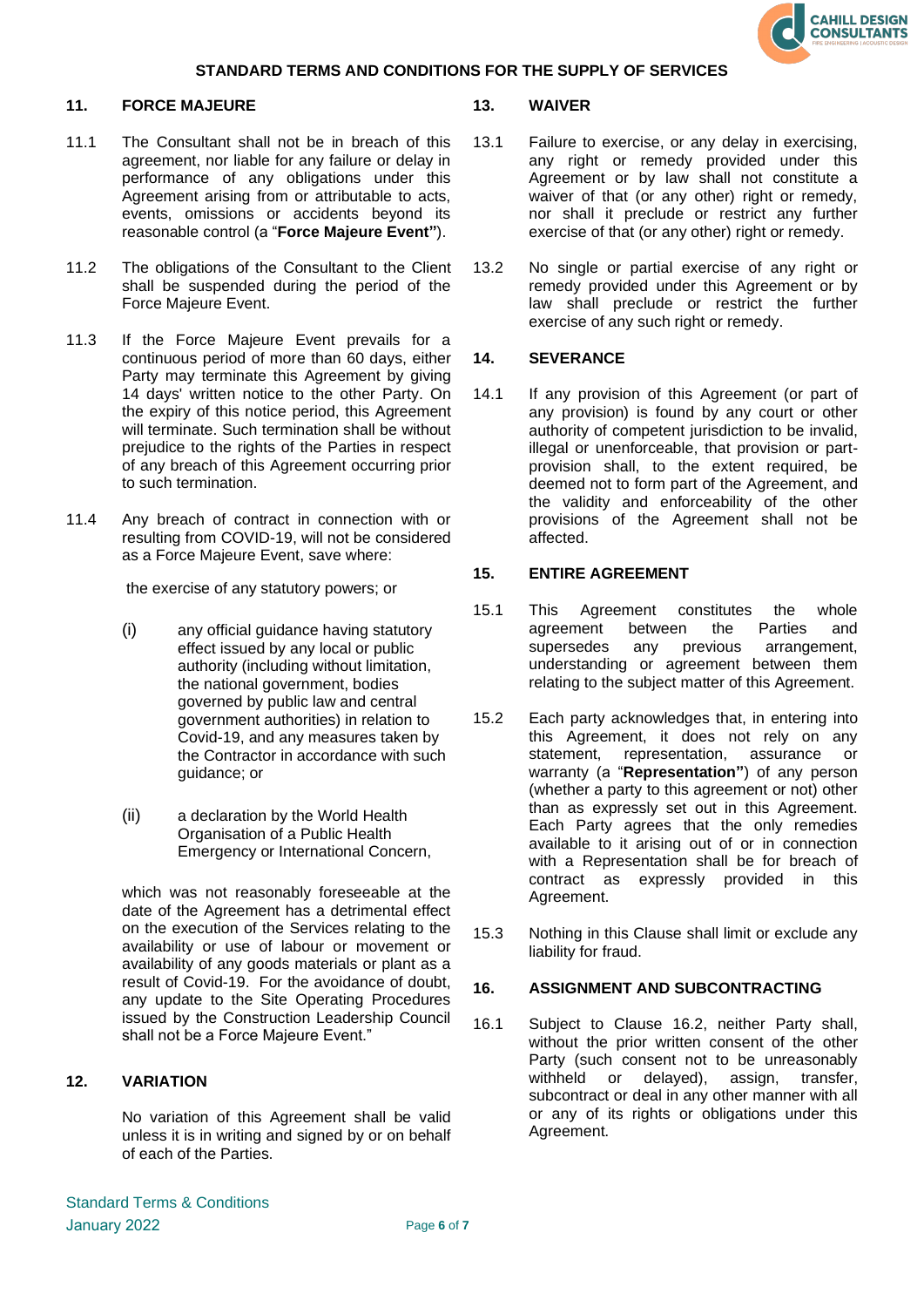**STANDARD TERMS AND CONDITIONS FOR THE SUPPLY OF SERVICES**

## 11. FORCE MAJEURE

11.1 The Consultant shall not be in breach of this agreement, nor liable for any failure or delay in performance of any obligations under this Agreement arising from or attributable to acts, events, omissions or accidents beyond its reasonable control (a "**Force Majeure Event"**).

11.2 The obligations of the Consultant to the Client shall be suspended during the period of the Force Majeure Event.

11.3 If the Force Majeure Event prevails for a continuous period of more than 60 days, either Party may terminate this Agreement by giving 14 days' written notice to the other Party. On the expiry of this notice period, this Agreement will terminate. Such termination shall be without prejudice to the rights of the Parties in respect of any breach of this Agreement occurring prior to such termination.

11.4 Any breach of contract in connection with or resulting from COVID-19, will not be considered as a Force Majeure Event, save where:

the exercise of any statutory powers; or

(i) any official guidance having statutory effect issued by any local or public authority (including without limitation, the national government, bodies governed by public law and central government authorities) in relation to Covid-19, and any measures taken by the Contractor in accordance with such guidance; or

(ii) a declaration by the World Health Organisation of a Public Health Emergency or International Concern,

which was not reasonably foreseeable at the date of the Agreement has a detrimental effect on the execution of the Services relating to the availability or use of labour or movement or availability of any goods materials or plant as a result of Covid-19. For the avoidance of doubt, any update to the Site Operating Procedures issued by the Construction Leadership Council shall not be a Force Majeure Event."

## 12. VARIATION

No variation of this Agreement shall be valid unless it is in writing and signed by or on behalf of each of the Parties.

## 13. WAIVER

13.1 Failure to exercise, or any delay in exercising, any right or remedy provided under this Agreement or by law shall not constitute a waiver of that (or any other) right or remedy, nor shall it preclude or restrict any further exercise of that (or any other) right or remedy.

13.2 No single or partial exercise of any right or remedy provided under this Agreement or by law shall preclude or restrict the further exercise of any such right or remedy.

## 14. SEVERANCE

14.1 If any provision of this Agreement (or part of any provision) is found by any court or other authority of competent jurisdiction to be invalid, illegal or unenforceable, that provision or part-provision shall, to the extent required, be deemed not to form part of the Agreement, and the validity and enforceability of the other provisions of the Agreement shall not be affected.

## 15. ENTIRE AGREEMENT

15.1 This Agreement constitutes the whole agreement between the Parties and supersedes any previous arrangement, understanding or agreement between them relating to the subject matter of this Agreement.

15.2 Each party acknowledges that, in entering into this Agreement, it does not rely on any statement, representation, assurance or warranty (a "**Representation"**) of any person (whether a party to this agreement or not) other than as expressly set out in this Agreement. Each Party agrees that the only remedies available to it arising out of or in connection with a Representation shall be for breach of contract as expressly provided in this Agreement.

15.3 Nothing in this Clause shall limit or exclude any liability for fraud.

## 16. ASSIGNMENT AND SUBCONTRACTING

16.1 Subject to Clause 16.2, neither Party shall, without the prior written consent of the other Party (such consent not to be unreasonably withheld or delayed), assign, transfer, subcontract or deal in any other manner with all or any of its rights or obligations under this Agreement.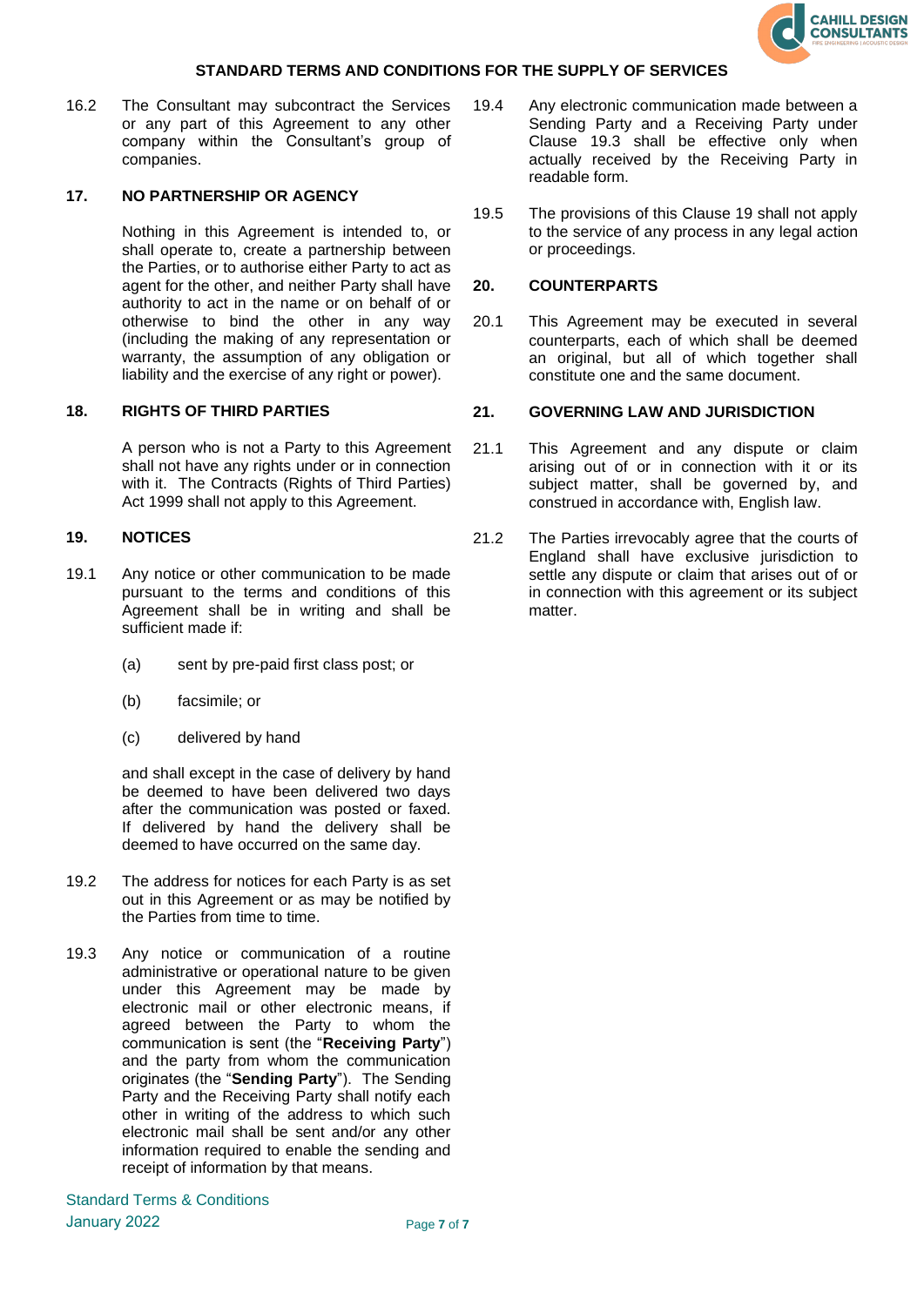16.2 The Consultant may subcontract the Services or any part of this Agreement to any other company within the Consultant's group of companies.

## 17. NO PARTNERSHIP OR AGENCY

Nothing in this Agreement is intended to, or shall operate to, create a partnership between the Parties, or to authorise either Party to act as agent for the other, and neither Party shall have authority to act in the name or on behalf of or otherwise to bind the other in any way (including the making of any representation or warranty, the assumption of any obligation or liability and the exercise of any right or power).

## 18. RIGHTS OF THIRD PARTIES

A person who is not a Party to this Agreement shall not have any rights under or in connection with it. The Contracts (Rights of Third Parties) Act 1999 shall not apply to this Agreement.

## 19. NOTICES

19.1 Any notice or other communication to be made pursuant to the terms and conditions of this Agreement shall be in writing and shall be sufficient made if:

(a) sent by pre-paid first class post; or

(b) facsimile; or

(c) delivered by hand

and shall except in the case of delivery by hand be deemed to have been delivered two days after the communication was posted or faxed. If delivered by hand the delivery shall be deemed to have occurred on the same day.

19.2 The address for notices for each Party is as set out in this Agreement or as may be notified by the Parties from time to time.

19.3 Any notice or communication of a routine administrative or operational nature to be given under this Agreement may be made by electronic mail or other electronic means, if agreed between the Party to whom the communication is sent (the "**Receiving Party**") and the party from whom the communication originates (the "**Sending Party**"). The Sending Party and the Receiving Party shall notify each other in writing of the address to which such electronic mail shall be sent and/or any other information required to enable the sending and receipt of information by that means.

19.4 Any electronic communication made between a Sending Party and a Receiving Party under Clause 19.3 shall be effective only when actually received by the Receiving Party in readable form.

19.5 The provisions of this Clause 19 shall not apply to the service of any process in any legal action or proceedings.

## 20. COUNTERPARTS

20.1 This Agreement may be executed in several counterparts, each of which shall be deemed an original, but all of which together shall constitute one and the same document.

## 21. GOVERNING LAW AND JURISDICTION

21.1 This Agreement and any dispute or claim arising out of or in connection with it or its subject matter, shall be governed by, and construed in accordance with, English law.

21.2 The Parties irrevocably agree that the courts of England shall have exclusive jurisdiction to settle any dispute or claim that arises out of or in connection with this agreement or its subject matter.